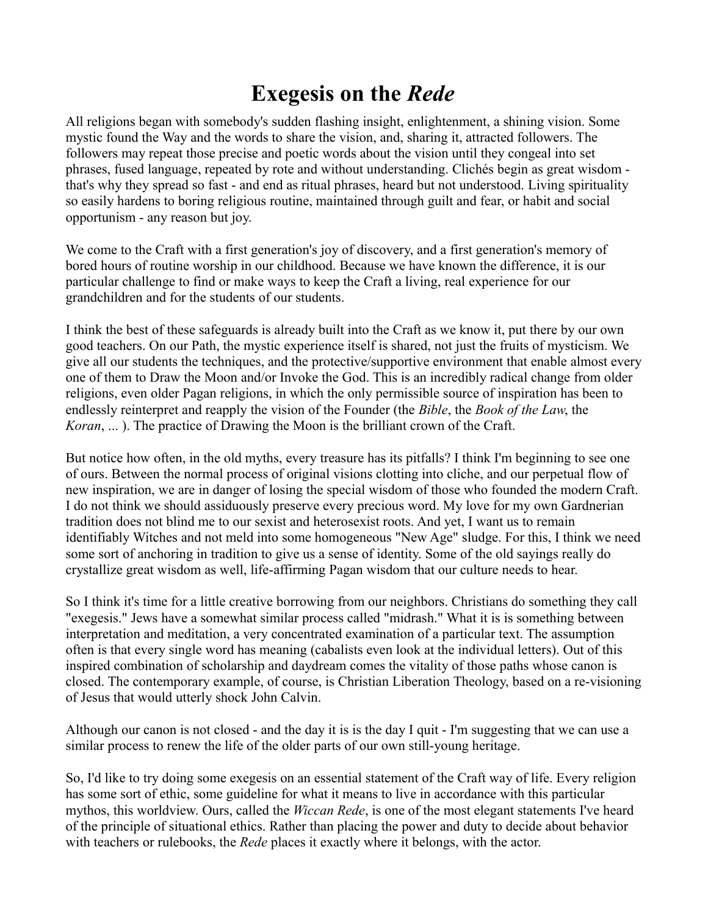# Exegesis on the *Rede*

All religions began with somebody's sudden flashing insight, enlightenment, a shining vision. Some mystic found the Way and the words to share the vision, and, sharing it, attracted followers. The followers may repeat those precise and poetic words about the vision until they congeal into set phrases, fused language, repeated by rote and without understanding. Clichés begin as great wisdom - that's why they spread so fast - and end as ritual phrases, heard but not understood. Living spirituality so easily hardens to boring religious routine, maintained through guilt and fear, or habit and social opportunism - any reason but joy.

We come to the Craft with a first generation's joy of discovery, and a first generation's memory of bored hours of routine worship in our childhood. Because we have known the difference, it is our particular challenge to find or make ways to keep the Craft a living, real experience for our grandchildren and for the students of our students.

I think the best of these safeguards is already built into the Craft as we know it, put there by our own good teachers. On our Path, the mystic experience itself is shared, not just the fruits of mysticism. We give all our students the techniques, and the protective/supportive environment that enable almost every one of them to Draw the Moon and/or Invoke the God. This is an incredibly radical change from older religions, even older Pagan religions, in which the only permissible source of inspiration has been to endlessly reinterpret and reapply the vision of the Founder (the *Bible*, the *Book of the Law*, the *Koran*, ... ). The practice of Drawing the Moon is the brilliant crown of the Craft.

But notice how often, in the old myths, every treasure has its pitfalls? I think I'm beginning to see one of ours. Between the normal process of original visions clotting into cliche, and our perpetual flow of new inspiration, we are in danger of losing the special wisdom of those who founded the modern Craft. I do not think we should assiduously preserve every precious word. My love for my own Gardnerian tradition does not blind me to our sexist and heterosexist roots. And yet, I want us to remain identifiably Witches and not meld into some homogeneous "New Age" sludge. For this, I think we need some sort of anchoring in tradition to give us a sense of identity. Some of the old sayings really do crystallize great wisdom as well, life-affirming Pagan wisdom that our culture needs to hear.

So I think it's time for a little creative borrowing from our neighbors. Christians do something they call "exegesis." Jews have a somewhat similar process called "midrash." What it is is something between interpretation and meditation, a very concentrated examination of a particular text. The assumption often is that every single word has meaning (cabalists even look at the individual letters). Out of this inspired combination of scholarship and daydream comes the vitality of those paths whose canon is closed. The contemporary example, of course, is Christian Liberation Theology, based on a re-visioning of Jesus that would utterly shock John Calvin.

Although our canon is not closed - and the day it is is the day I quit - I'm suggesting that we can use a similar process to renew the life of the older parts of our own still-young heritage.

So, I'd like to try doing some exegesis on an essential statement of the Craft way of life. Every religion has some sort of ethic, some guideline for what it means to live in accordance with this particular mythos, this worldview. Ours, called the *Wiccan Rede*, is one of the most elegant statements I've heard of the principle of situational ethics. Rather than placing the power and duty to decide about behavior with teachers or rulebooks, the *Rede* places it exactly where it belongs, with the actor.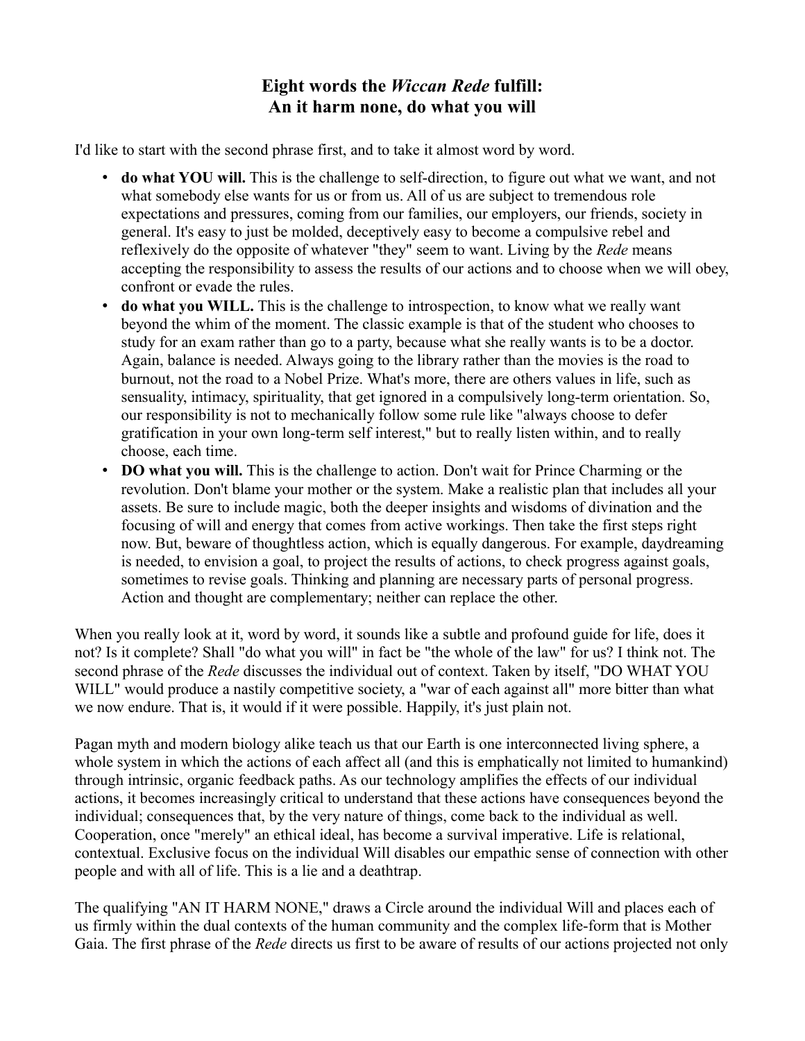# Eight words the *Wiccan Rede* fulfill: An it harm none, do what you will

I'd like to start with the second phrase first, and to take it almost word by word.

- **do what YOU will.** This is the challenge to self-direction, to figure out what we want, and not what somebody else wants for us or from us. All of us are subject to tremendous role expectations and pressures, coming from our families, our employers, our friends, society in general. It's easy to just be molded, deceptively easy to become a compulsive rebel and reflexively do the opposite of whatever "they" seem to want. Living by the *Rede* means accepting the responsibility to assess the results of our actions and to choose when we will obey, confront or evade the rules.
- **do what you WILL.** This is the challenge to introspection, to know what we really want beyond the whim of the moment. The classic example is that of the student who chooses to study for an exam rather than go to a party, because what she really wants is to be a doctor. Again, balance is needed. Always going to the library rather than the movies is the road to burnout, not the road to a Nobel Prize. What's more, there are others values in life, such as sensuality, intimacy, spirituality, that get ignored in a compulsively long-term orientation. So, our responsibility is not to mechanically follow some rule like "always choose to defer gratification in your own long-term self interest," but to really listen within, and to really choose, each time.
- **DO what you will.** This is the challenge to action. Don't wait for Prince Charming or the revolution. Don't blame your mother or the system. Make a realistic plan that includes all your assets. Be sure to include magic, both the deeper insights and wisdoms of divination and the focusing of will and energy that comes from active workings. Then take the first steps right now. But, beware of thoughtless action, which is equally dangerous. For example, daydreaming is needed, to envision a goal, to project the results of actions, to check progress against goals, sometimes to revise goals. Thinking and planning are necessary parts of personal progress. Action and thought are complementary; neither can replace the other.

When you really look at it, word by word, it sounds like a subtle and profound guide for life, does it not? Is it complete? Shall "do what you will" in fact be "the whole of the law" for us? I think not. The second phrase of the *Rede* discusses the individual out of context. Taken by itself, "DO WHAT YOU WILL" would produce a nastily competitive society, a "war of each against all" more bitter than what we now endure. That is, it would if it were possible. Happily, it's just plain not.

Pagan myth and modern biology alike teach us that our Earth is one interconnected living sphere, a whole system in which the actions of each affect all (and this is emphatically not limited to humankind) through intrinsic, organic feedback paths. As our technology amplifies the effects of our individual actions, it becomes increasingly critical to understand that these actions have consequences beyond the individual; consequences that, by the very nature of things, come back to the individual as well. Cooperation, once "merely" an ethical ideal, has become a survival imperative. Life is relational, contextual. Exclusive focus on the individual Will disables our empathic sense of connection with other people and with all of life. This is a lie and a deathtrap.

The qualifying "AN IT HARM NONE," draws a Circle around the individual Will and places each of us firmly within the dual contexts of the human community and the complex life-form that is Mother Gaia. The first phrase of the *Rede* directs us first to be aware of results of our actions projected not only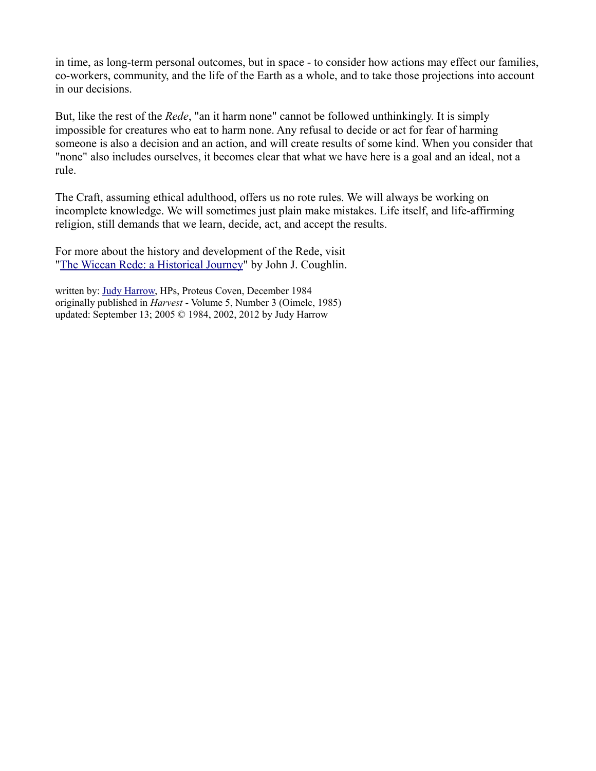in time, as long-term personal outcomes, but in space - to consider how actions may effect our families, co-workers, community, and the life of the Earth as a whole, and to take those projections into account in our decisions.

But, like the rest of the *Rede*, "an it harm none" cannot be followed unthinkingly. It is simply impossible for creatures who eat to harm none. Any refusal to decide or act for fear of harming someone is also a decision and an action, and will create results of some kind. When you consider that "none" also includes ourselves, it becomes clear that what we have here is a goal and an ideal, not a rule.

The Craft, assuming ethical adulthood, offers us no rote rules. We will always be working on incomplete knowledge. We will sometimes just plain make mistakes. Life itself, and life-affirming religion, still demands that we learn, decide, act, and accept the results.

For more about the history and development of the Rede, visit "The Wiccan Rede: a Historical Journey" by John J. Coughlin.

written by: Judy Harrow, HPs, Proteus Coven, December 1984
originally published in *Harvest* - Volume 5, Number 3 (Oimelc, 1985)
updated: September 13; 2005 © 1984, 2002, 2012 by Judy Harrow